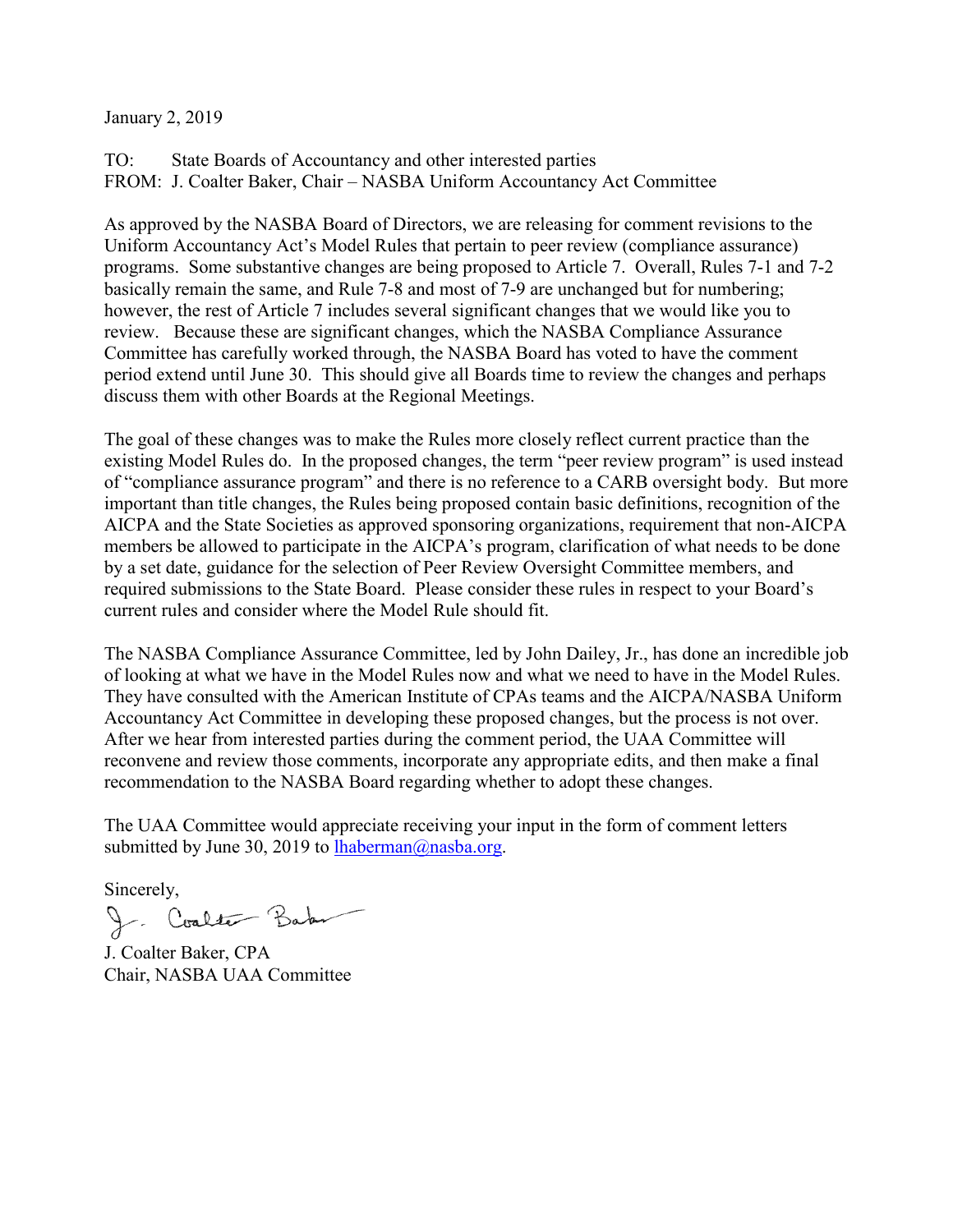January 2, 2019

TO: State Boards of Accountancy and other interested parties  
FROM: J. Coalter Baker, Chair – NASBA Uniform Accountancy Act Committee

As approved by the NASBA Board of Directors, we are releasing for comment revisions to the Uniform Accountancy Act's Model Rules that pertain to peer review (compliance assurance) programs. Some substantive changes are being proposed to Article 7. Overall, Rules 7-1 and 7-2 basically remain the same, and Rule 7-8 and most of 7-9 are unchanged but for numbering; however, the rest of Article 7 includes several significant changes that we would like you to review. Because these are significant changes, which the NASBA Compliance Assurance Committee has carefully worked through, the NASBA Board has voted to have the comment period extend until June 30. This should give all Boards time to review the changes and perhaps discuss them with other Boards at the Regional Meetings.

The goal of these changes was to make the Rules more closely reflect current practice than the existing Model Rules do. In the proposed changes, the term "peer review program" is used instead of "compliance assurance program" and there is no reference to a CARB oversight body. But more important than title changes, the Rules being proposed contain basic definitions, recognition of the AICPA and the State Societies as approved sponsoring organizations, requirement that non-AICPA members be allowed to participate in the AICPA's program, clarification of what needs to be done by a set date, guidance for the selection of Peer Review Oversight Committee members, and required submissions to the State Board. Please consider these rules in respect to your Board's current rules and consider where the Model Rule should fit.

The NASBA Compliance Assurance Committee, led by John Dailey, Jr., has done an incredible job of looking at what we have in the Model Rules now and what we need to have in the Model Rules. They have consulted with the American Institute of CPAs teams and the AICPA/NASBA Uniform Accountancy Act Committee in developing these proposed changes, but the process is not over. After we hear from interested parties during the comment period, the UAA Committee will reconvene and review those comments, incorporate any appropriate edits, and then make a final recommendation to the NASBA Board regarding whether to adopt these changes.

The UAA Committee would appreciate receiving your input in the form of comment letters submitted by June 30, 2019 to lhaberman@nasba.org.

Sincerely,

J. Coalter Baker

J. Coalter Baker, CPA  
Chair, NASBA UAA Committee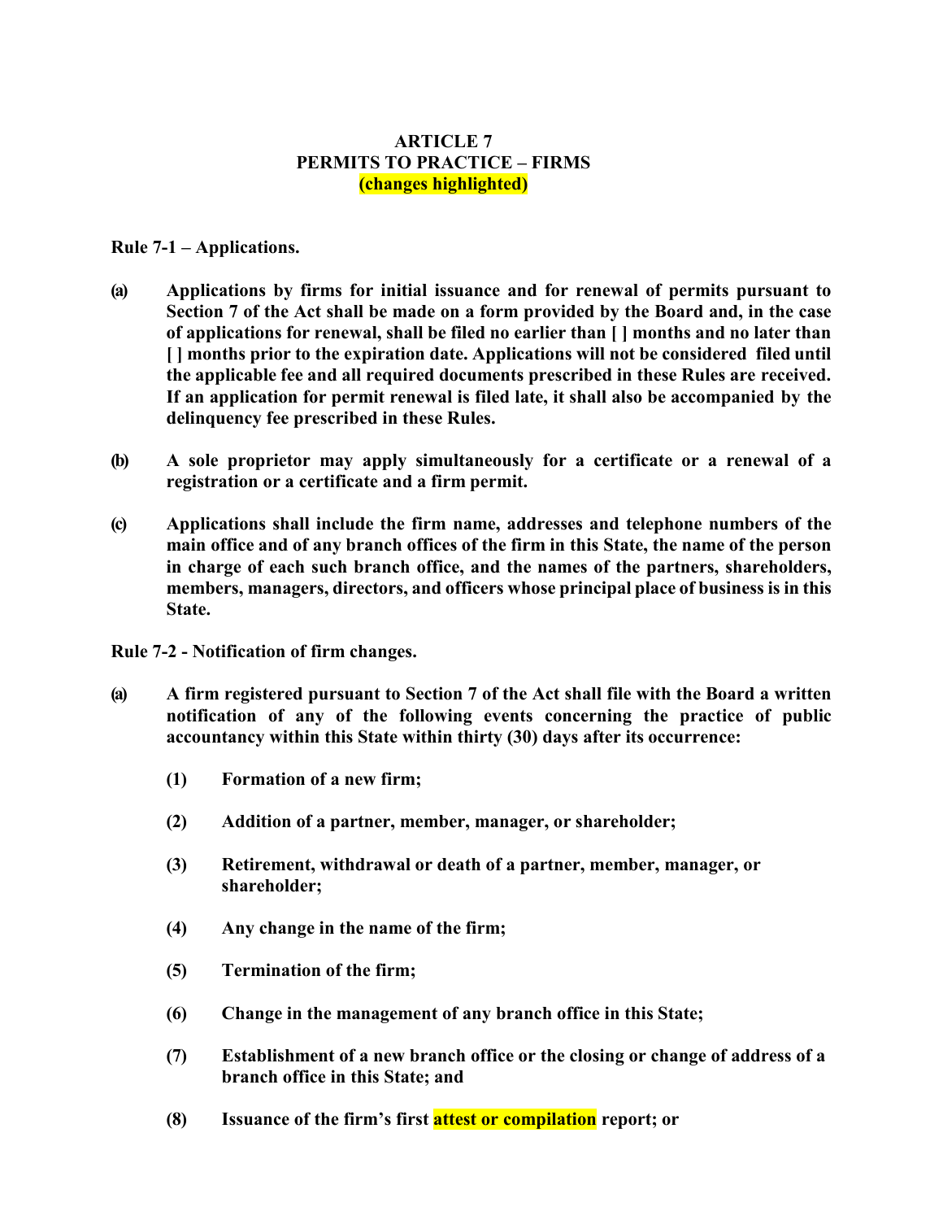**ARTICLE 7**
**PERMITS TO PRACTICE – FIRMS**
**(changes highlighted)**

**Rule 7-1 – Applications.**

**(a)** **Applications by firms for initial issuance and for renewal of permits pursuant to Section 7 of the Act shall be made on a form provided by the Board and, in the case of applications for renewal, shall be filed no earlier than [ ] months and no later than [ ] months prior to the expiration date. Applications will not be considered filed until the applicable fee and all required documents prescribed in these Rules are received. If an application for permit renewal is filed late, it shall also be accompanied by the delinquency fee prescribed in these Rules.**

**(b)** **A sole proprietor may apply simultaneously for a certificate or a renewal of a registration or a certificate and a firm permit.**

**(c)** **Applications shall include the firm name, addresses and telephone numbers of the main office and of any branch offices of the firm in this State, the name of the person in charge of each such branch office, and the names of the partners, shareholders, members, managers, directors, and officers whose principal place of business is in this State.**

**Rule 7-2 - Notification of firm changes.**

**(a)** **A firm registered pursuant to Section 7 of the Act shall file with the Board a written notification of any of the following events concerning the practice of public accountancy within this State within thirty (30) days after its occurrence:**

**(1)** **Formation of a new firm;**

**(2)** **Addition of a partner, member, manager, or shareholder;**

**(3)** **Retirement, withdrawal or death of a partner, member, manager, or shareholder;**

**(4)** **Any change in the name of the firm;**

**(5)** **Termination of the firm;**

**(6)** **Change in the management of any branch office in this State;**

**(7)** **Establishment of a new branch office or the closing or change of address of a branch office in this State; and**

**(8)** **Issuance of the firm's first attest or compilation report; or**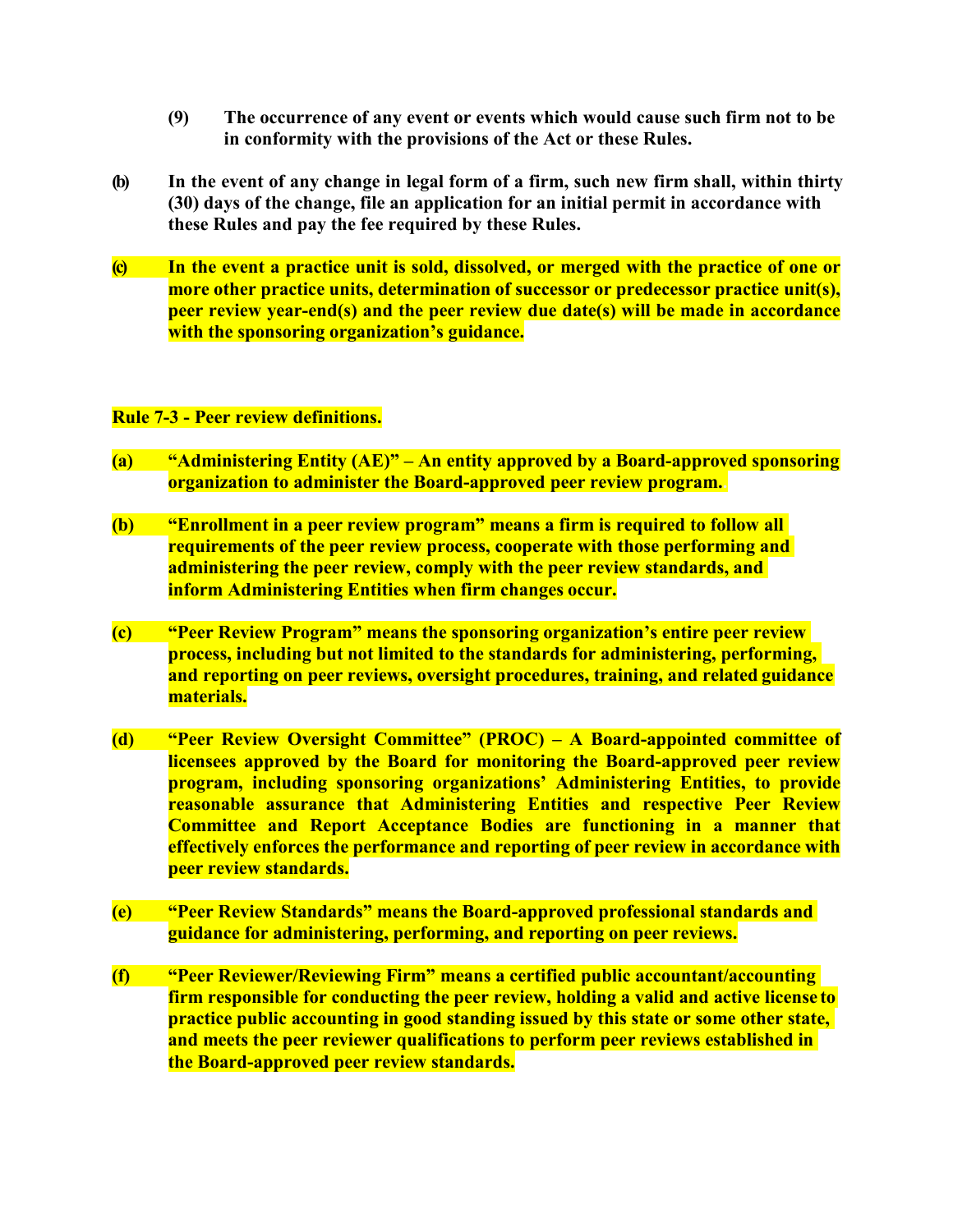**(9) The occurrence of any event or events which would cause such firm not to be in conformity with the provisions of the Act or these Rules.**

**(b) In the event of any change in legal form of a firm, such new firm shall, within thirty (30) days of the change, file an application for an initial permit in accordance with these Rules and pay the fee required by these Rules.**

**(c) In the event a practice unit is sold, dissolved, or merged with the practice of one or more other practice units, determination of successor or predecessor practice unit(s), peer review year-end(s) and the peer review due date(s) will be made in accordance with the sponsoring organization's guidance.**

**Rule 7-3 - Peer review definitions.**

**(a) "Administering Entity (AE)" – An entity approved by a Board-approved sponsoring organization to administer the Board-approved peer review program.**

**(b) "Enrollment in a peer review program" means a firm is required to follow all requirements of the peer review process, cooperate with those performing and administering the peer review, comply with the peer review standards, and inform Administering Entities when firm changes occur.**

**(c) "Peer Review Program" means the sponsoring organization's entire peer review process, including but not limited to the standards for administering, performing, and reporting on peer reviews, oversight procedures, training, and related guidance materials.**

**(d) "Peer Review Oversight Committee" (PROC) – A Board-appointed committee of licensees approved by the Board for monitoring the Board-approved peer review program, including sponsoring organizations' Administering Entities, to provide reasonable assurance that Administering Entities and respective Peer Review Committee and Report Acceptance Bodies are functioning in a manner that effectively enforces the performance and reporting of peer review in accordance with peer review standards.**

**(e) "Peer Review Standards" means the Board-approved professional standards and guidance for administering, performing, and reporting on peer reviews.**

**(f) "Peer Reviewer/Reviewing Firm" means a certified public accountant/accounting firm responsible for conducting the peer review, holding a valid and active license to practice public accounting in good standing issued by this state or some other state, and meets the peer reviewer qualifications to perform peer reviews established in the Board-approved peer review standards.**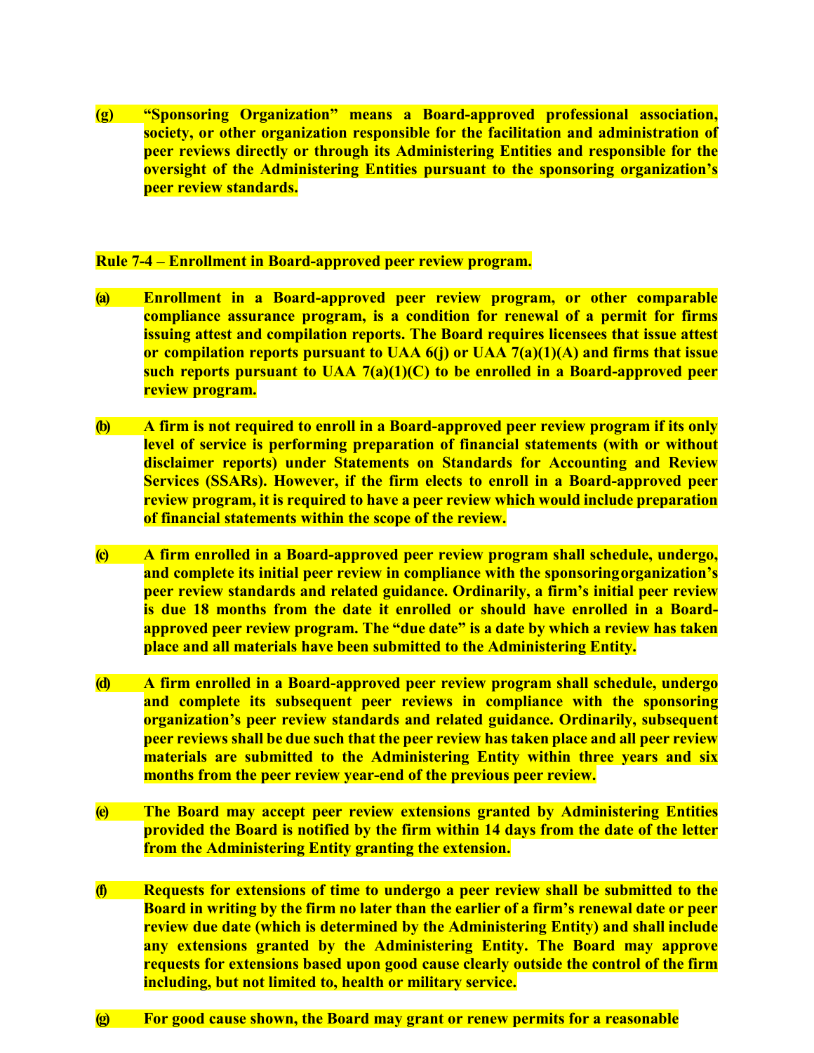**(g) "Sponsoring Organization" means a Board-approved professional association, society, or other organization responsible for the facilitation and administration of peer reviews directly or through its Administering Entities and responsible for the oversight of the Administering Entities pursuant to the sponsoring organization's peer review standards.**

**Rule 7-4 – Enrollment in Board-approved peer review program.**

**(a) Enrollment in a Board-approved peer review program, or other comparable compliance assurance program, is a condition for renewal of a permit for firms issuing attest and compilation reports. The Board requires licensees that issue attest or compilation reports pursuant to UAA 6(j) or UAA 7(a)(1)(A) and firms that issue such reports pursuant to UAA 7(a)(1)(C) to be enrolled in a Board-approved peer review program.**

**(b) A firm is not required to enroll in a Board-approved peer review program if its only level of service is performing preparation of financial statements (with or without disclaimer reports) under Statements on Standards for Accounting and Review Services (SSARs). However, if the firm elects to enroll in a Board-approved peer review program, it is required to have a peer review which would include preparation of financial statements within the scope of the review.**

**(c) A firm enrolled in a Board-approved peer review program shall schedule, undergo, and complete its initial peer review in compliance with the sponsoring organization's peer review standards and related guidance. Ordinarily, a firm's initial peer review is due 18 months from the date it enrolled or should have enrolled in a Board-approved peer review program. The "due date" is a date by which a review has taken place and all materials have been submitted to the Administering Entity.**

**(d) A firm enrolled in a Board-approved peer review program shall schedule, undergo and complete its subsequent peer reviews in compliance with the sponsoring organization's peer review standards and related guidance. Ordinarily, subsequent peer reviews shall be due such that the peer review has taken place and all peer review materials are submitted to the Administering Entity within three years and six months from the peer review year-end of the previous peer review.**

**(e) The Board may accept peer review extensions granted by Administering Entities provided the Board is notified by the firm within 14 days from the date of the letter from the Administering Entity granting the extension.**

**(f) Requests for extensions of time to undergo a peer review shall be submitted to the Board in writing by the firm no later than the earlier of a firm's renewal date or peer review due date (which is determined by the Administering Entity) and shall include any extensions granted by the Administering Entity. The Board may approve requests for extensions based upon good cause clearly outside the control of the firm including, but not limited to, health or military service.**

**(g) For good cause shown, the Board may grant or renew permits for a reasonable**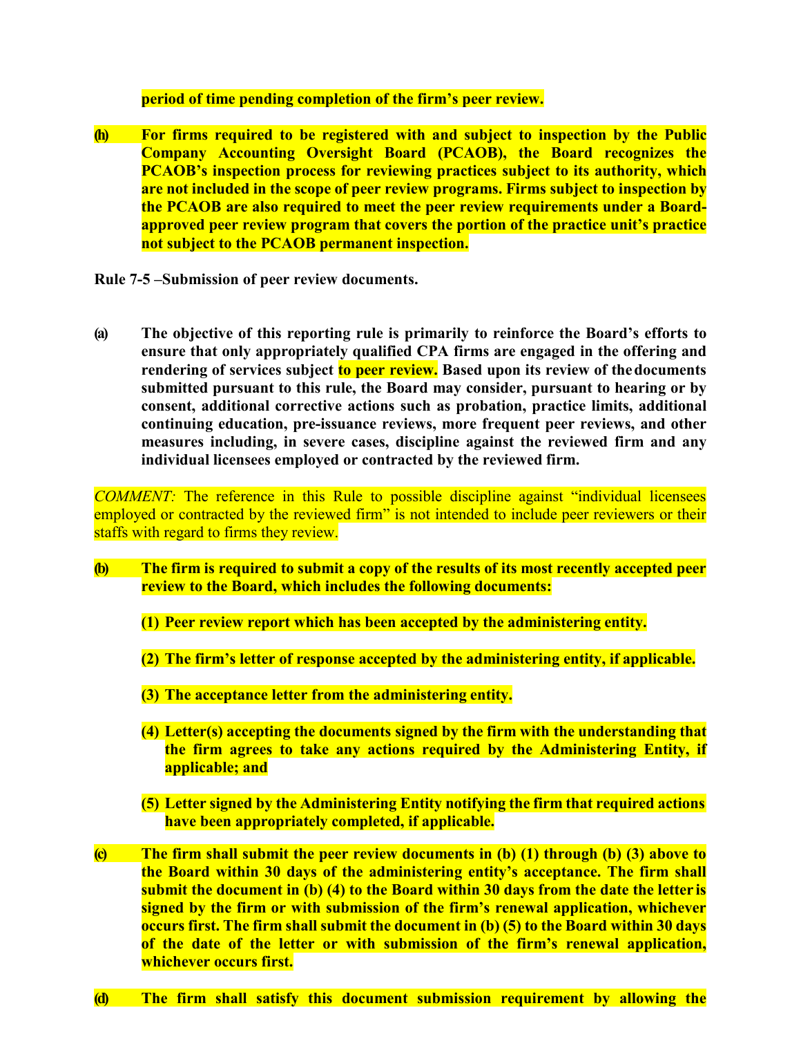**period of time pending completion of the firm's peer review.**

**(h) For firms required to be registered with and subject to inspection by the Public Company Accounting Oversight Board (PCAOB), the Board recognizes the PCAOB's inspection process for reviewing practices subject to its authority, which are not included in the scope of peer review programs. Firms subject to inspection by the PCAOB are also required to meet the peer review requirements under a Board-approved peer review program that covers the portion of the practice unit's practice not subject to the PCAOB permanent inspection.**

**Rule 7-5 –Submission of peer review documents.**

**(a) The objective of this reporting rule is primarily to reinforce the Board's efforts to ensure that only appropriately qualified CPA firms are engaged in the offering and rendering of services subject to peer review. Based upon its review of the documents submitted pursuant to this rule, the Board may consider, pursuant to hearing or by consent, additional corrective actions such as probation, practice limits, additional continuing education, pre-issuance reviews, more frequent peer reviews, and other measures including, in severe cases, discipline against the reviewed firm and any individual licensees employed or contracted by the reviewed firm.**

*COMMENT:* The reference in this Rule to possible discipline against "individual licensees employed or contracted by the reviewed firm" is not intended to include peer reviewers or their staffs with regard to firms they review.

**(b) The firm is required to submit a copy of the results of its most recently accepted peer review to the Board, which includes the following documents:**

**(1) Peer review report which has been accepted by the administering entity.**

**(2) The firm's letter of response accepted by the administering entity, if applicable.**

**(3) The acceptance letter from the administering entity.**

**(4) Letter(s) accepting the documents signed by the firm with the understanding that the firm agrees to take any actions required by the Administering Entity, if applicable; and**

**(5) Letter signed by the Administering Entity notifying the firm that required actions have been appropriately completed, if applicable.**

**(c) The firm shall submit the peer review documents in (b) (1) through (b) (3) above to the Board within 30 days of the administering entity's acceptance. The firm shall submit the document in (b) (4) to the Board within 30 days from the date the letter is signed by the firm or with submission of the firm's renewal application, whichever occurs first. The firm shall submit the document in (b) (5) to the Board within 30 days of the date of the letter or with submission of the firm's renewal application, whichever occurs first.**

**(d) The firm shall satisfy this document submission requirement by allowing the**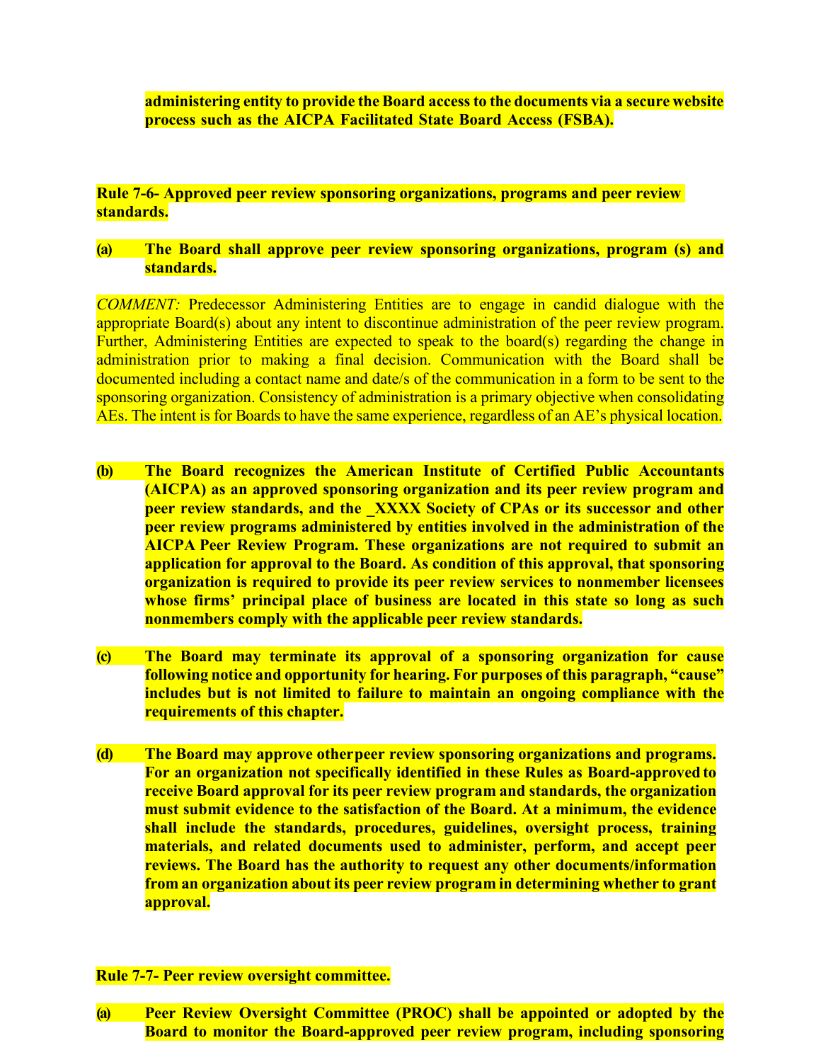**administering entity to provide the Board access to the documents via a secure website process such as the AICPA Facilitated State Board Access (FSBA).**

**Rule 7-6- Approved peer review sponsoring organizations, programs and peer review standards.**

**(a) The Board shall approve peer review sponsoring organizations, program (s) and standards.**

*COMMENT:* Predecessor Administering Entities are to engage in candid dialogue with the appropriate Board(s) about any intent to discontinue administration of the peer review program. Further, Administering Entities are expected to speak to the board(s) regarding the change in administration prior to making a final decision. Communication with the Board shall be documented including a contact name and date/s of the communication in a form to be sent to the sponsoring organization. Consistency of administration is a primary objective when consolidating AEs. The intent is for Boards to have the same experience, regardless of an AE's physical location.

**(b) The Board recognizes the American Institute of Certified Public Accountants (AICPA) as an approved sponsoring organization and its peer review program and peer review standards, and the _XXXX Society of CPAs or its successor and other peer review programs administered by entities involved in the administration of the AICPA Peer Review Program. These organizations are not required to submit an application for approval to the Board. As condition of this approval, that sponsoring organization is required to provide its peer review services to nonmember licensees whose firms' principal place of business are located in this state so long as such nonmembers comply with the applicable peer review standards.**

**(c) The Board may terminate its approval of a sponsoring organization for cause following notice and opportunity for hearing. For purposes of this paragraph, "cause" includes but is not limited to failure to maintain an ongoing compliance with the requirements of this chapter.**

**(d) The Board may approve other peer review sponsoring organizations and programs. For an organization not specifically identified in these Rules as Board-approved to receive Board approval for its peer review program and standards, the organization must submit evidence to the satisfaction of the Board. At a minimum, the evidence shall include the standards, procedures, guidelines, oversight process, training materials, and related documents used to administer, perform, and accept peer reviews. The Board has the authority to request any other documents/information from an organization about its peer review program in determining whether to grant approval.**

**Rule 7-7- Peer review oversight committee.**

**(a) Peer Review Oversight Committee (PROC) shall be appointed or adopted by the Board to monitor the Board-approved peer review program, including sponsoring**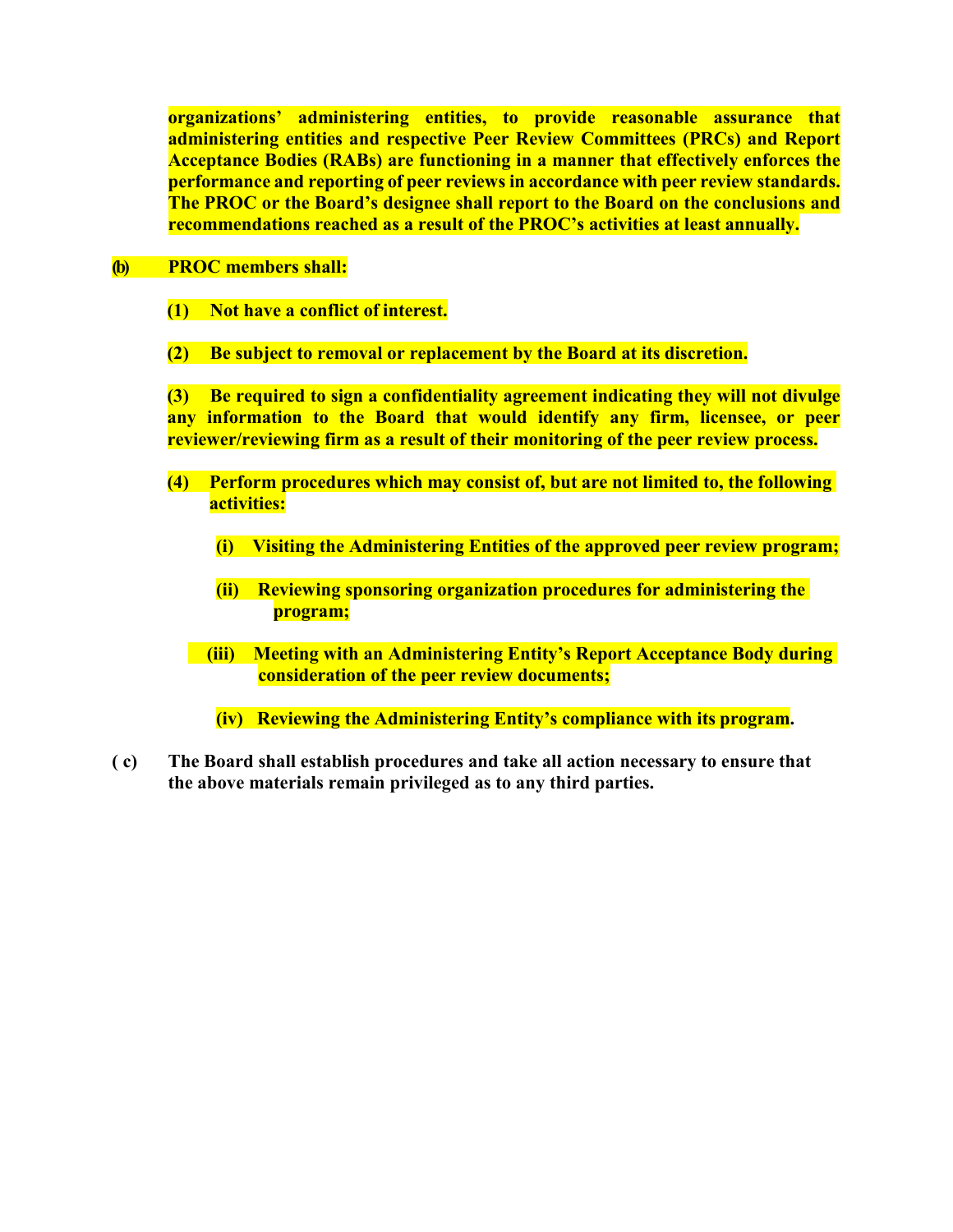**organizations' administering entities, to provide reasonable assurance that administering entities and respective Peer Review Committees (PRCs) and Report Acceptance Bodies (RABs) are functioning in a manner that effectively enforces the performance and reporting of peer reviews in accordance with peer review standards. The PROC or the Board's designee shall report to the Board on the conclusions and recommendations reached as a result of the PROC's activities at least annually.**

**(b) PROC members shall:**

**(1) Not have a conflict of interest.**

**(2) Be subject to removal or replacement by the Board at its discretion.**

**(3) Be required to sign a confidentiality agreement indicating they will not divulge any information to the Board that would identify any firm, licensee, or peer reviewer/reviewing firm as a result of their monitoring of the peer review process.**

**(4) Perform procedures which may consist of, but are not limited to, the following activities:**

**(i) Visiting the Administering Entities of the approved peer review program;**

**(ii) Reviewing sponsoring organization procedures for administering the program;**

**(iii) Meeting with an Administering Entity's Report Acceptance Body during consideration of the peer review documents;**

**(iv) Reviewing the Administering Entity's compliance with its program.**

**( c) The Board shall establish procedures and take all action necessary to ensure that the above materials remain privileged as to any third parties.**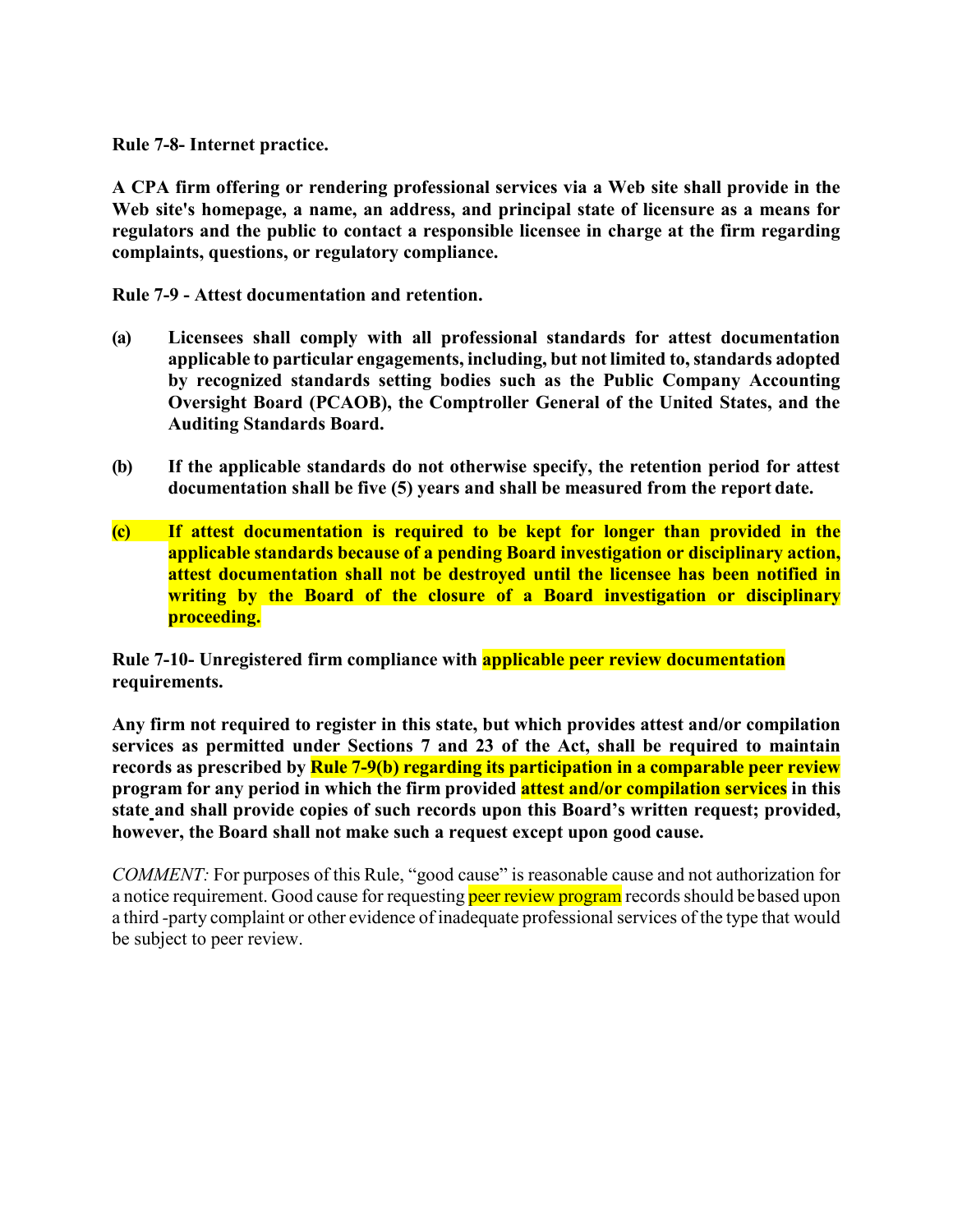**Rule 7-8- Internet practice.**

**A CPA firm offering or rendering professional services via a Web site shall provide in the Web site's homepage, a name, an address, and principal state of licensure as a means for regulators and the public to contact a responsible licensee in charge at the firm regarding complaints, questions, or regulatory compliance.**

**Rule 7-9 - Attest documentation and retention.**

**(a) Licensees shall comply with all professional standards for attest documentation applicable to particular engagements, including, but not limited to, standards adopted by recognized standards setting bodies such as the Public Company Accounting Oversight Board (PCAOB), the Comptroller General of the United States, and the Auditing Standards Board.**

**(b) If the applicable standards do not otherwise specify, the retention period for attest documentation shall be five (5) years and shall be measured from the report date.**

**(c) If attest documentation is required to be kept for longer than provided in the applicable standards because of a pending Board investigation or disciplinary action, attest documentation shall not be destroyed until the licensee has been notified in writing by the Board of the closure of a Board investigation or disciplinary proceeding.**

**Rule 7-10- Unregistered firm compliance with applicable peer review documentation requirements.**

**Any firm not required to register in this state, but which provides attest and/or compilation services as permitted under Sections 7 and 23 of the Act, shall be required to maintain records as prescribed by Rule 7-9(b) regarding its participation in a comparable peer review program for any period in which the firm provided attest and/or compilation services in this state and shall provide copies of such records upon this Board's written request; provided, however, the Board shall not make such a request except upon good cause.**

*COMMENT:* For purposes of this Rule, "good cause" is reasonable cause and not authorization for a notice requirement. Good cause for requesting peer review program records should be based upon a third -party complaint or other evidence of inadequate professional services of the type that would be subject to peer review.